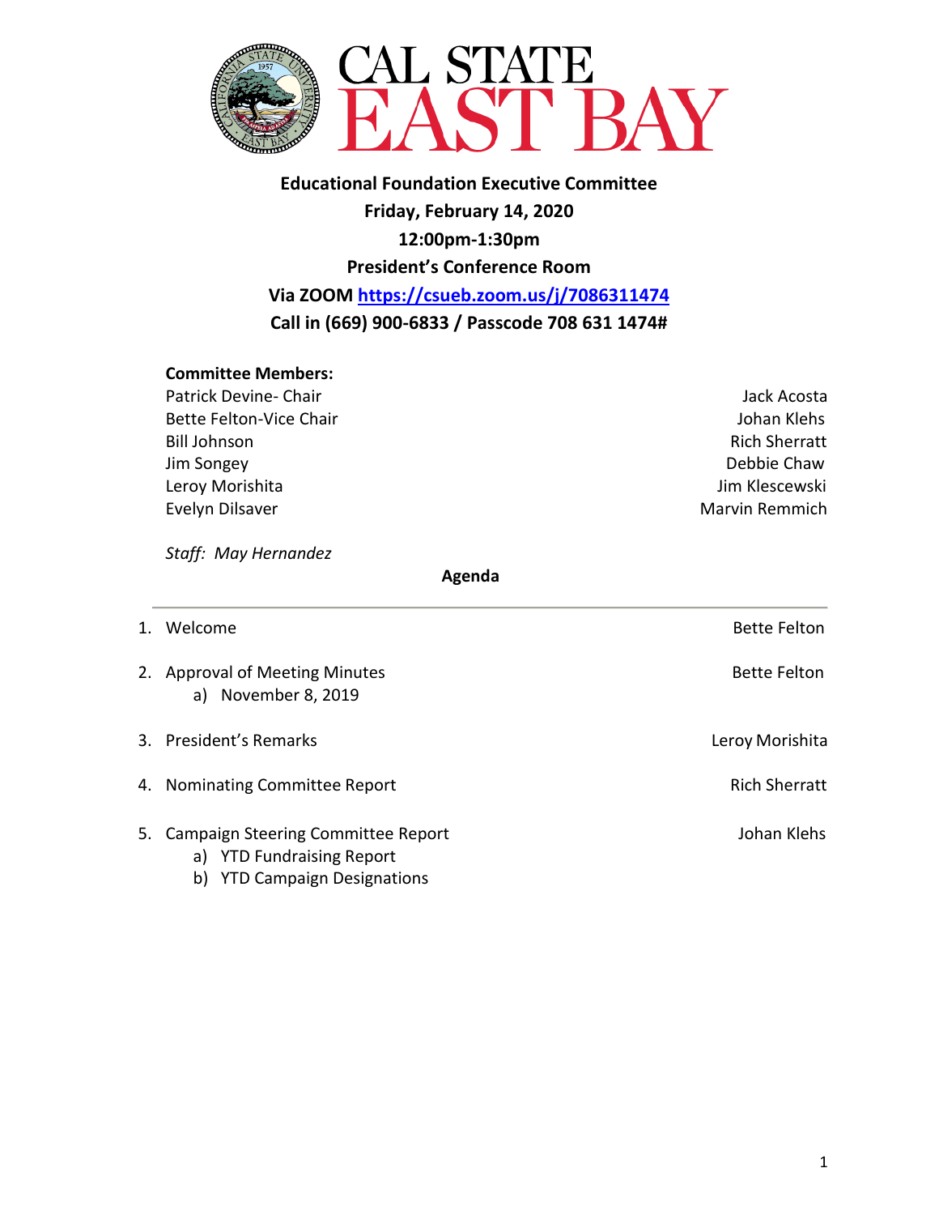CAL STATE EAST BAY

**Educational Foundation Executive Committee**
**Friday, February 14, 2020**
**12:00pm-1:30pm**
**President's Conference Room**
**Via ZOOM https://csueb.zoom.us/j/7086311474**
**Call in (669) 900-6833 / Passcode 708 631 1474#**

**Committee Members:**

Patrick Devine- Chair
Bette Felton-Vice Chair
Bill Johnson
Jim Songey
Leroy Morishita
Evelyn Dilsaver
Jack Acosta
Johan Klehs
Rich Sherratt
Debbie Chaw
Jim Klescewski
Marvin Remmich

*Staff: May Hernandez*

**Agenda**

---

1. Welcome — Bette Felton
2. Approval of Meeting Minutes — Bette Felton
   a) November 8, 2019
3. President's Remarks — Leroy Morishita
4. Nominating Committee Report — Rich Sherratt
5. Campaign Steering Committee Report — Johan Klehs
   a) YTD Fundraising Report
   b) YTD Campaign Designations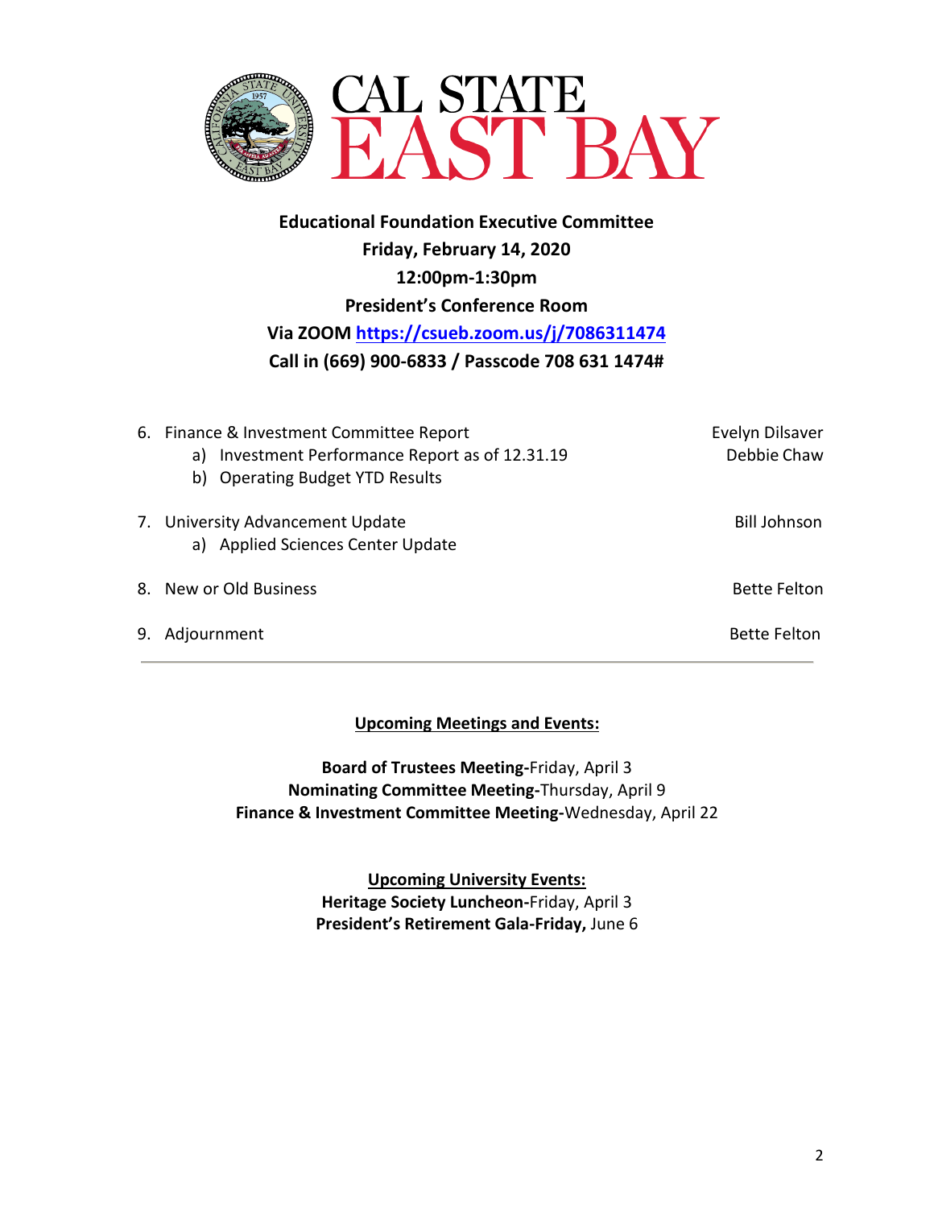**Educational Foundation Executive Committee**
**Friday, February 14, 2020**
**12:00pm-1:30pm**
**President's Conference Room**
**Via ZOOM https://csueb.zoom.us/j/7086311474**
**Call in (669) 900-6833 / Passcode 708 631 1474#**

| | |
|---|---|
| 6. Finance & Investment Committee Report | Evelyn Dilsaver |
| a) Investment Performance Report as of 12.31.19 | Debbie Chaw |
| b) Operating Budget YTD Results | |
| 7. University Advancement Update | Bill Johnson |
| a) Applied Sciences Center Update | |
| 8. New or Old Business | Bette Felton |
| 9. Adjournment | Bette Felton |

---

**Upcoming Meetings and Events:**

**Board of Trustees Meeting-**Friday, April 3
**Nominating Committee Meeting-**Thursday, April 9
**Finance & Investment Committee Meeting-**Wednesday, April 22

**Upcoming University Events:**
**Heritage Society Luncheon-**Friday, April 3
**President's Retirement Gala-Friday,** June 6